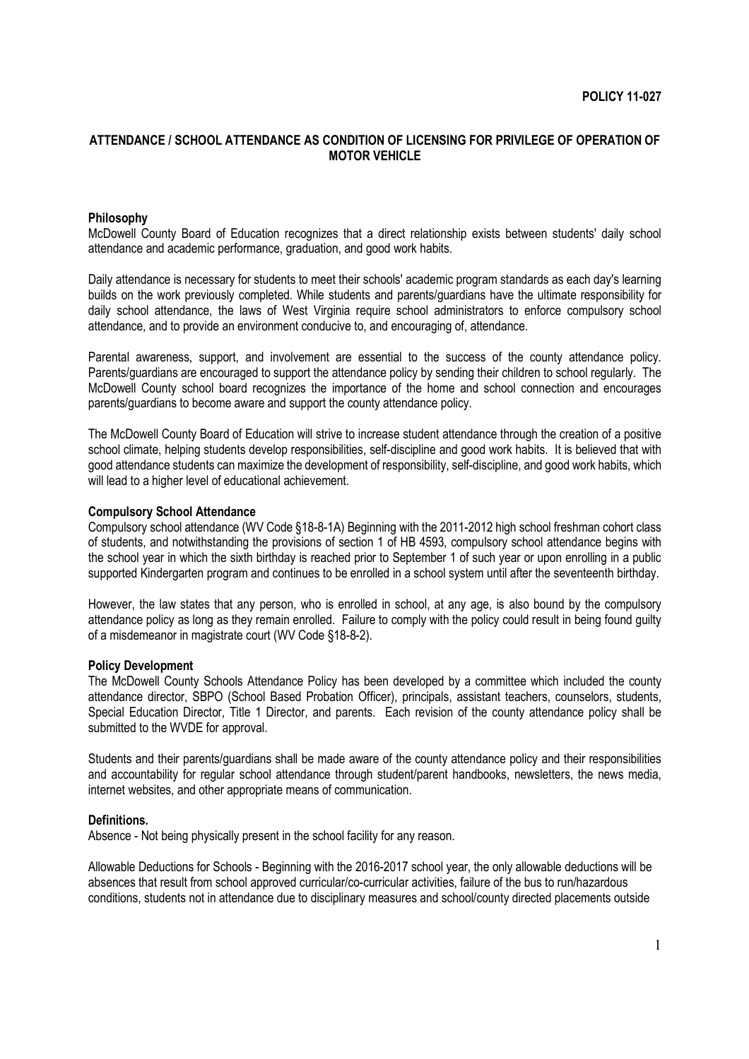**POLICY 11-027**

## ATTENDANCE / SCHOOL ATTENDANCE AS CONDITION OF LICENSING FOR PRIVILEGE OF OPERATION OF MOTOR VEHICLE

### Philosophy

McDowell County Board of Education recognizes that a direct relationship exists between students' daily school attendance and academic performance, graduation, and good work habits.

Daily attendance is necessary for students to meet their schools' academic program standards as each day's learning builds on the work previously completed. While students and parents/guardians have the ultimate responsibility for daily school attendance, the laws of West Virginia require school administrators to enforce compulsory school attendance, and to provide an environment conducive to, and encouraging of, attendance.

Parental awareness, support, and involvement are essential to the success of the county attendance policy. Parents/guardians are encouraged to support the attendance policy by sending their children to school regularly. The McDowell County school board recognizes the importance of the home and school connection and encourages parents/guardians to become aware and support the county attendance policy.

The McDowell County Board of Education will strive to increase student attendance through the creation of a positive school climate, helping students develop responsibilities, self-discipline and good work habits. It is believed that with good attendance students can maximize the development of responsibility, self-discipline, and good work habits, which will lead to a higher level of educational achievement.

### Compulsory School Attendance

Compulsory school attendance (WV Code §18-8-1A) Beginning with the 2011-2012 high school freshman cohort class of students, and notwithstanding the provisions of section 1 of HB 4593, compulsory school attendance begins with the school year in which the sixth birthday is reached prior to September 1 of such year or upon enrolling in a public supported Kindergarten program and continues to be enrolled in a school system until after the seventeenth birthday.

However, the law states that any person, who is enrolled in school, at any age, is also bound by the compulsory attendance policy as long as they remain enrolled. Failure to comply with the policy could result in being found guilty of a misdemeanor in magistrate court (WV Code §18-8-2).

### Policy Development

The McDowell County Schools Attendance Policy has been developed by a committee which included the county attendance director, SBPO (School Based Probation Officer), principals, assistant teachers, counselors, students, Special Education Director, Title 1 Director, and parents. Each revision of the county attendance policy shall be submitted to the WVDE for approval.

Students and their parents/guardians shall be made aware of the county attendance policy and their responsibilities and accountability for regular school attendance through student/parent handbooks, newsletters, the news media, internet websites, and other appropriate means of communication.

### Definitions.

Absence - Not being physically present in the school facility for any reason.

Allowable Deductions for Schools - Beginning with the 2016-2017 school year, the only allowable deductions will be absences that result from school approved curricular/co-curricular activities, failure of the bus to run/hazardous conditions, students not in attendance due to disciplinary measures and school/county directed placements outside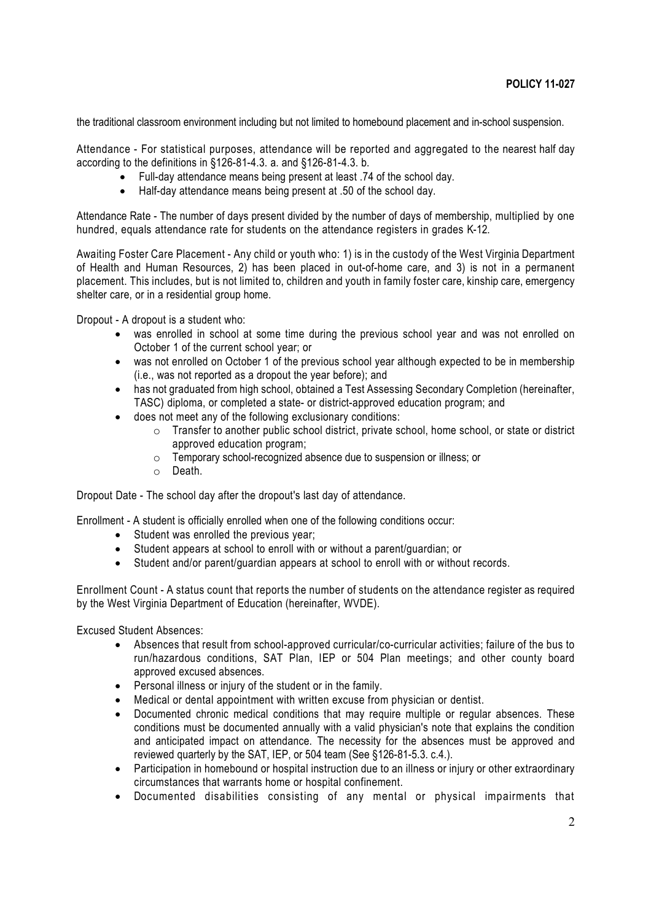the traditional classroom environment including but not limited to homebound placement and in-school suspension.

Attendance - For statistical purposes, attendance will be reported and aggregated to the nearest half day according to the definitions in §126-81-4.3. a. and §126-81-4.3. b.

- Full-day attendance means being present at least .74 of the school day.
- Half-day attendance means being present at .50 of the school day.

Attendance Rate - The number of days present divided by the number of days of membership, multiplied by one hundred, equals attendance rate for students on the attendance registers in grades K-12.

Awaiting Foster Care Placement - Any child or youth who: 1) is in the custody of the West Virginia Department of Health and Human Resources, 2) has been placed in out-of-home care, and 3) is not in a permanent placement. This includes, but is not limited to, children and youth in family foster care, kinship care, emergency shelter care, or in a residential group home.

Dropout - A dropout is a student who:

- was enrolled in school at some time during the previous school year and was not enrolled on October 1 of the current school year; or
- was not enrolled on October 1 of the previous school year although expected to be in membership (i.e., was not reported as a dropout the year before); and
- has not graduated from high school, obtained a Test Assessing Secondary Completion (hereinafter, TASC) diploma, or completed a state- or district-approved education program; and
- does not meet any of the following exclusionary conditions:
  - Transfer to another public school district, private school, home school, or state or district approved education program;
  - Temporary school-recognized absence due to suspension or illness; or
  - Death.

Dropout Date - The school day after the dropout's last day of attendance.

Enrollment - A student is officially enrolled when one of the following conditions occur:

- Student was enrolled the previous year;
- Student appears at school to enroll with or without a parent/guardian; or
- Student and/or parent/guardian appears at school to enroll with or without records.

Enrollment Count - A status count that reports the number of students on the attendance register as required by the West Virginia Department of Education (hereinafter, WVDE).

Excused Student Absences:

- Absences that result from school-approved curricular/co-curricular activities; failure of the bus to run/hazardous conditions, SAT Plan, IEP or 504 Plan meetings; and other county board approved excused absences.
- Personal illness or injury of the student or in the family.
- Medical or dental appointment with written excuse from physician or dentist.
- Documented chronic medical conditions that may require multiple or regular absences. These conditions must be documented annually with a valid physician's note that explains the condition and anticipated impact on attendance. The necessity for the absences must be approved and reviewed quarterly by the SAT, IEP, or 504 team (See §126-81-5.3. c.4.).
- Participation in homebound or hospital instruction due to an illness or injury or other extraordinary circumstances that warrants home or hospital confinement.
- Documented disabilities consisting of any mental or physical impairments that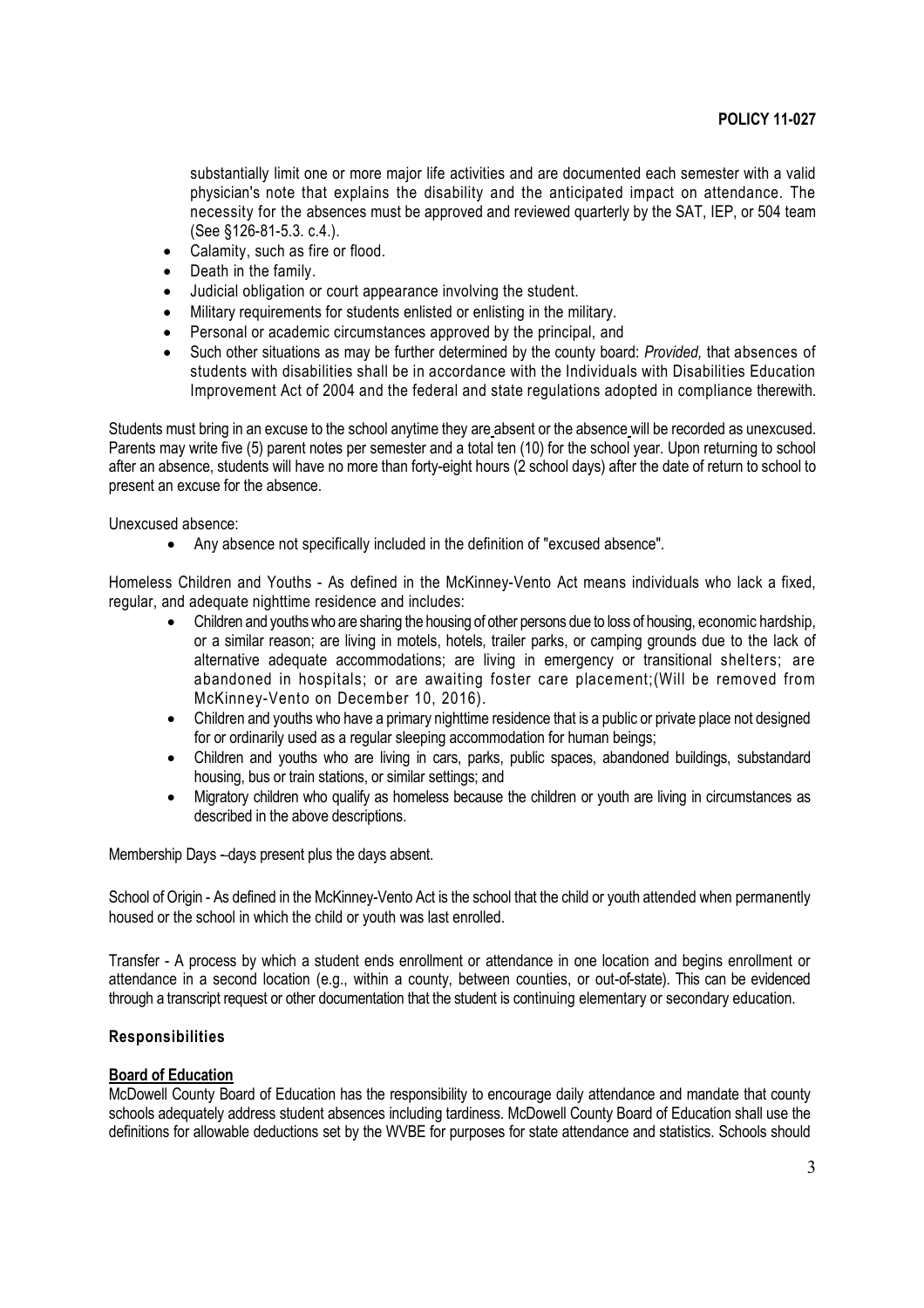substantially limit one or more major life activities and are documented each semester with a valid physician's note that explains the disability and the anticipated impact on attendance. The necessity for the absences must be approved and reviewed quarterly by the SAT, IEP, or 504 team (See §126-81-5.3. c.4.).

- Calamity, such as fire or flood.
- Death in the family.
- Judicial obligation or court appearance involving the student.
- Military requirements for students enlisted or enlisting in the military.
- Personal or academic circumstances approved by the principal, and
- Such other situations as may be further determined by the county board: *Provided,* that absences of students with disabilities shall be in accordance with the Individuals with Disabilities Education Improvement Act of 2004 and the federal and state regulations adopted in compliance therewith.

Students must bring in an excuse to the school anytime they are absent or the absence will be recorded as unexcused. Parents may write five (5) parent notes per semester and a total ten (10) for the school year. Upon returning to school after an absence, students will have no more than forty-eight hours (2 school days) after the date of return to school to present an excuse for the absence.

Unexcused absence:

- Any absence not specifically included in the definition of "excused absence".

Homeless Children and Youths - As defined in the McKinney-Vento Act means individuals who lack a fixed, regular, and adequate nighttime residence and includes:

- Children and youths who are sharing the housing of other persons due to loss of housing, economic hardship, or a similar reason; are living in motels, hotels, trailer parks, or camping grounds due to the lack of alternative adequate accommodations; are living in emergency or transitional shelters; are abandoned in hospitals; or are awaiting foster care placement;(Will be removed from McKinney-Vento on December 10, 2016).
- Children and youths who have a primary nighttime residence that is a public or private place not designed for or ordinarily used as a regular sleeping accommodation for human beings;
- Children and youths who are living in cars, parks, public spaces, abandoned buildings, substandard housing, bus or train stations, or similar settings; and
- Migratory children who qualify as homeless because the children or youth are living in circumstances as described in the above descriptions.

Membership Days –days present plus the days absent.

School of Origin - As defined in the McKinney-Vento Act is the school that the child or youth attended when permanently housed or the school in which the child or youth was last enrolled.

Transfer - A process by which a student ends enrollment or attendance in one location and begins enrollment or attendance in a second location (e.g., within a county, between counties, or out-of-state). This can be evidenced through a transcript request or other documentation that the student is continuing elementary or secondary education.

### Responsibilities

**Board of Education**

McDowell County Board of Education has the responsibility to encourage daily attendance and mandate that county schools adequately address student absences including tardiness. McDowell County Board of Education shall use the definitions for allowable deductions set by the WVBE for purposes for state attendance and statistics. Schools should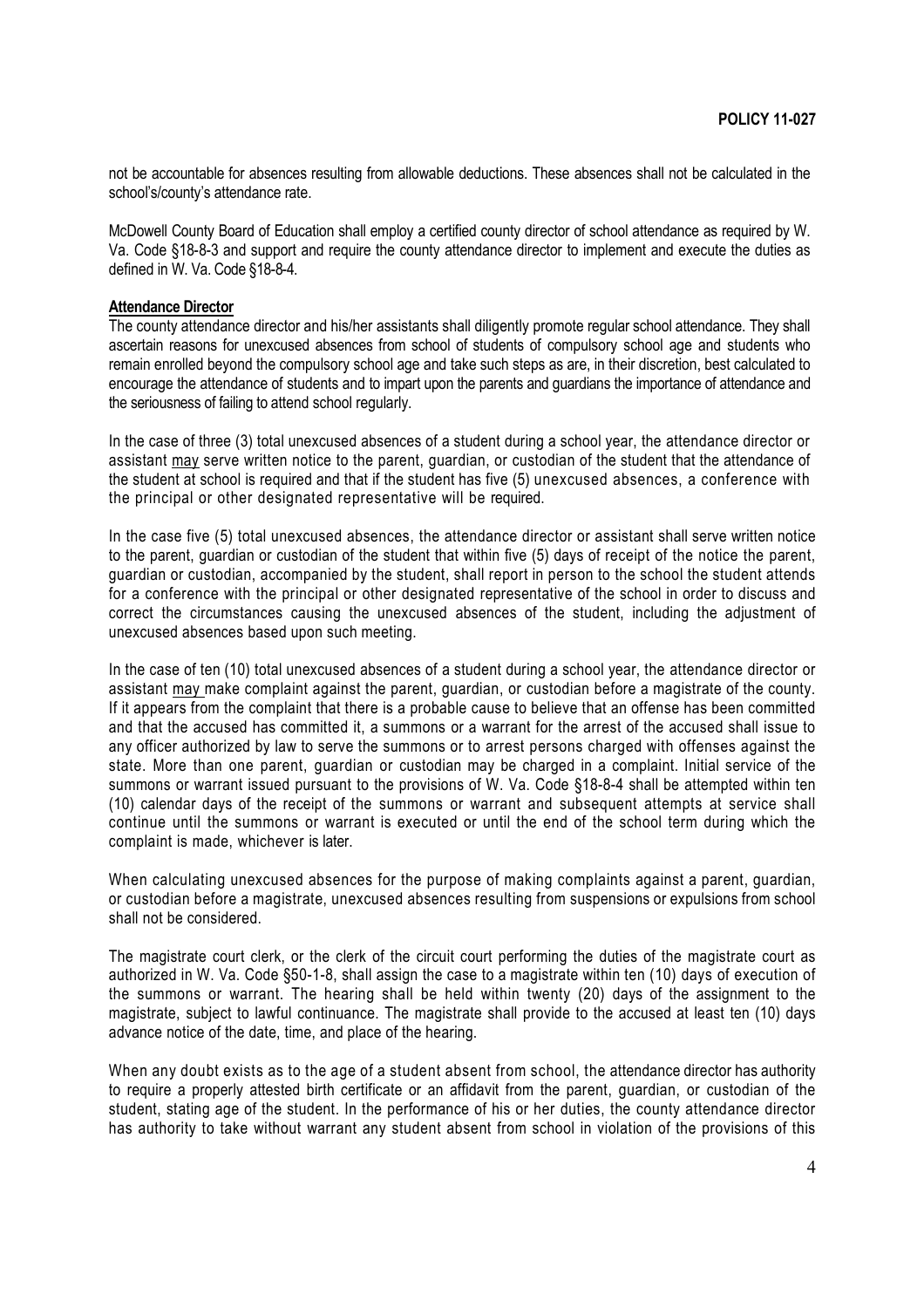not be accountable for absences resulting from allowable deductions. These absences shall not be calculated in the school's/county's attendance rate.

McDowell County Board of Education shall employ a certified county director of school attendance as required by W. Va. Code §18-8-3 and support and require the county attendance director to implement and execute the duties as defined in W. Va. Code §18-8-4.

**Attendance Director**

The county attendance director and his/her assistants shall diligently promote regular school attendance. They shall ascertain reasons for unexcused absences from school of students of compulsory school age and students who remain enrolled beyond the compulsory school age and take such steps as are, in their discretion, best calculated to encourage the attendance of students and to impart upon the parents and guardians the importance of attendance and the seriousness of failing to attend school regularly.

In the case of three (3) total unexcused absences of a student during a school year, the attendance director or assistant may serve written notice to the parent, guardian, or custodian of the student that the attendance of the student at school is required and that if the student has five (5) unexcused absences, a conference with the principal or other designated representative will be required.

In the case five (5) total unexcused absences, the attendance director or assistant shall serve written notice to the parent, guardian or custodian of the student that within five (5) days of receipt of the notice the parent, guardian or custodian, accompanied by the student, shall report in person to the school the student attends for a conference with the principal or other designated representative of the school in order to discuss and correct the circumstances causing the unexcused absences of the student, including the adjustment of unexcused absences based upon such meeting.

In the case of ten (10) total unexcused absences of a student during a school year, the attendance director or assistant may make complaint against the parent, guardian, or custodian before a magistrate of the county. If it appears from the complaint that there is a probable cause to believe that an offense has been committed and that the accused has committed it, a summons or a warrant for the arrest of the accused shall issue to any officer authorized by law to serve the summons or to arrest persons charged with offenses against the state. More than one parent, guardian or custodian may be charged in a complaint. Initial service of the summons or warrant issued pursuant to the provisions of W. Va. Code §18-8-4 shall be attempted within ten (10) calendar days of the receipt of the summons or warrant and subsequent attempts at service shall continue until the summons or warrant is executed or until the end of the school term during which the complaint is made, whichever is later.

When calculating unexcused absences for the purpose of making complaints against a parent, guardian, or custodian before a magistrate, unexcused absences resulting from suspensions or expulsions from school shall not be considered.

The magistrate court clerk, or the clerk of the circuit court performing the duties of the magistrate court as authorized in W. Va. Code §50-1-8, shall assign the case to a magistrate within ten (10) days of execution of the summons or warrant. The hearing shall be held within twenty (20) days of the assignment to the magistrate, subject to lawful continuance. The magistrate shall provide to the accused at least ten (10) days advance notice of the date, time, and place of the hearing.

When any doubt exists as to the age of a student absent from school, the attendance director has authority to require a properly attested birth certificate or an affidavit from the parent, guardian, or custodian of the student, stating age of the student. In the performance of his or her duties, the county attendance director has authority to take without warrant any student absent from school in violation of the provisions of this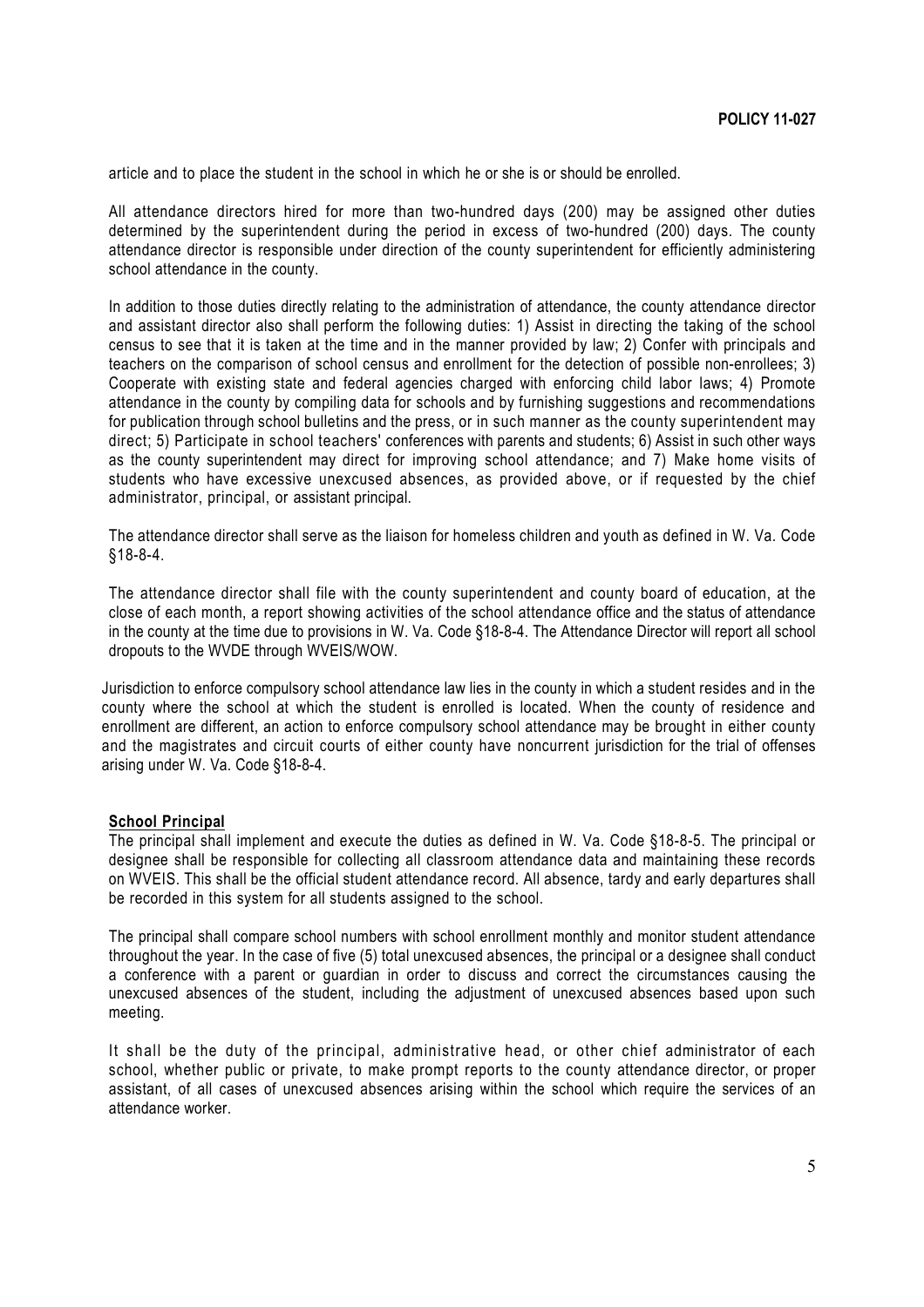article and to place the student in the school in which he or she is or should be enrolled.

All attendance directors hired for more than two-hundred days (200) may be assigned other duties determined by the superintendent during the period in excess of two-hundred (200) days. The county attendance director is responsible under direction of the county superintendent for efficiently administering school attendance in the county.

In addition to those duties directly relating to the administration of attendance, the county attendance director and assistant director also shall perform the following duties: 1) Assist in directing the taking of the school census to see that it is taken at the time and in the manner provided by law; 2) Confer with principals and teachers on the comparison of school census and enrollment for the detection of possible non-enrollees; 3) Cooperate with existing state and federal agencies charged with enforcing child labor laws; 4) Promote attendance in the county by compiling data for schools and by furnishing suggestions and recommendations for publication through school bulletins and the press, or in such manner as the county superintendent may direct; 5) Participate in school teachers' conferences with parents and students; 6) Assist in such other ways as the county superintendent may direct for improving school attendance; and 7) Make home visits of students who have excessive unexcused absences, as provided above, or if requested by the chief administrator, principal, or assistant principal.

The attendance director shall serve as the liaison for homeless children and youth as defined in W. Va. Code §18-8-4.

The attendance director shall file with the county superintendent and county board of education, at the close of each month, a report showing activities of the school attendance office and the status of attendance in the county at the time due to provisions in W. Va. Code §18-8-4. The Attendance Director will report all school dropouts to the WVDE through WVEIS/WOW.

Jurisdiction to enforce compulsory school attendance law lies in the county in which a student resides and in the county where the school at which the student is enrolled is located. When the county of residence and enrollment are different, an action to enforce compulsory school attendance may be brought in either county and the magistrates and circuit courts of either county have noncurrent jurisdiction for the trial of offenses arising under W. Va. Code §18-8-4.

**School Principal**

The principal shall implement and execute the duties as defined in W. Va. Code §18-8-5. The principal or designee shall be responsible for collecting all classroom attendance data and maintaining these records on WVEIS. This shall be the official student attendance record. All absence, tardy and early departures shall be recorded in this system for all students assigned to the school.

The principal shall compare school numbers with school enrollment monthly and monitor student attendance throughout the year. In the case of five (5) total unexcused absences, the principal or a designee shall conduct a conference with a parent or guardian in order to discuss and correct the circumstances causing the unexcused absences of the student, including the adjustment of unexcused absences based upon such meeting.

It shall be the duty of the principal, administrative head, or other chief administrator of each school, whether public or private, to make prompt reports to the county attendance director, or proper assistant, of all cases of unexcused absences arising within the school which require the services of an attendance worker.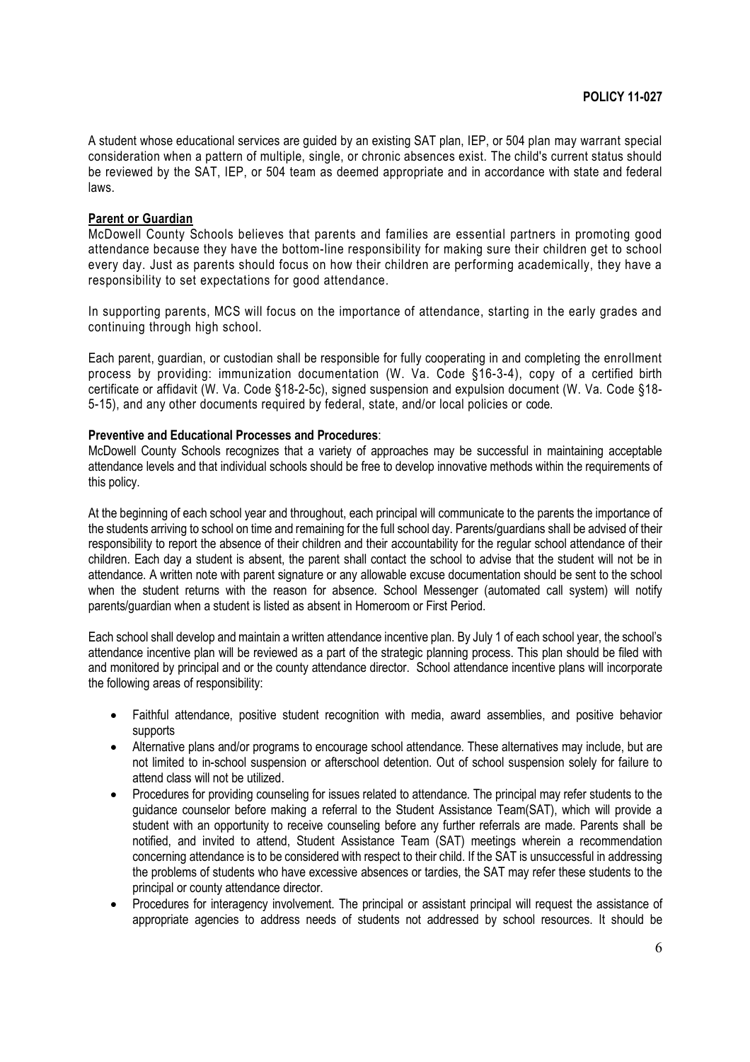A student whose educational services are guided by an existing SAT plan, IEP, or 504 plan may warrant special consideration when a pattern of multiple, single, or chronic absences exist. The child's current status should be reviewed by the SAT, IEP, or 504 team as deemed appropriate and in accordance with state and federal laws.

**Parent or Guardian**

McDowell County Schools believes that parents and families are essential partners in promoting good attendance because they have the bottom-line responsibility for making sure their children get to school every day. Just as parents should focus on how their children are performing academically, they have a responsibility to set expectations for good attendance.

In supporting parents, MCS will focus on the importance of attendance, starting in the early grades and continuing through high school.

Each parent, guardian, or custodian shall be responsible for fully cooperating in and completing the enrollment process by providing: immunization documentation (W. Va. Code §16-3-4), copy of a certified birth certificate or affidavit (W. Va. Code §18-2-5c), signed suspension and expulsion document (W. Va. Code §18-5-15), and any other documents required by federal, state, and/or local policies or code.

**Preventive and Educational Processes and Procedures**:

McDowell County Schools recognizes that a variety of approaches may be successful in maintaining acceptable attendance levels and that individual schools should be free to develop innovative methods within the requirements of this policy.

At the beginning of each school year and throughout, each principal will communicate to the parents the importance of the students arriving to school on time and remaining for the full school day. Parents/guardians shall be advised of their responsibility to report the absence of their children and their accountability for the regular school attendance of their children. Each day a student is absent, the parent shall contact the school to advise that the student will not be in attendance. A written note with parent signature or any allowable excuse documentation should be sent to the school when the student returns with the reason for absence. School Messenger (automated call system) will notify parents/guardian when a student is listed as absent in Homeroom or First Period.

Each school shall develop and maintain a written attendance incentive plan. By July 1 of each school year, the school's attendance incentive plan will be reviewed as a part of the strategic planning process. This plan should be filed with and monitored by principal and or the county attendance director. School attendance incentive plans will incorporate the following areas of responsibility:

- Faithful attendance, positive student recognition with media, award assemblies, and positive behavior supports
- Alternative plans and/or programs to encourage school attendance. These alternatives may include, but are not limited to in-school suspension or afterschool detention. Out of school suspension solely for failure to attend class will not be utilized.
- Procedures for providing counseling for issues related to attendance. The principal may refer students to the guidance counselor before making a referral to the Student Assistance Team(SAT), which will provide a student with an opportunity to receive counseling before any further referrals are made. Parents shall be notified, and invited to attend, Student Assistance Team (SAT) meetings wherein a recommendation concerning attendance is to be considered with respect to their child. If the SAT is unsuccessful in addressing the problems of students who have excessive absences or tardies, the SAT may refer these students to the principal or county attendance director.
- Procedures for interagency involvement. The principal or assistant principal will request the assistance of appropriate agencies to address needs of students not addressed by school resources. It should be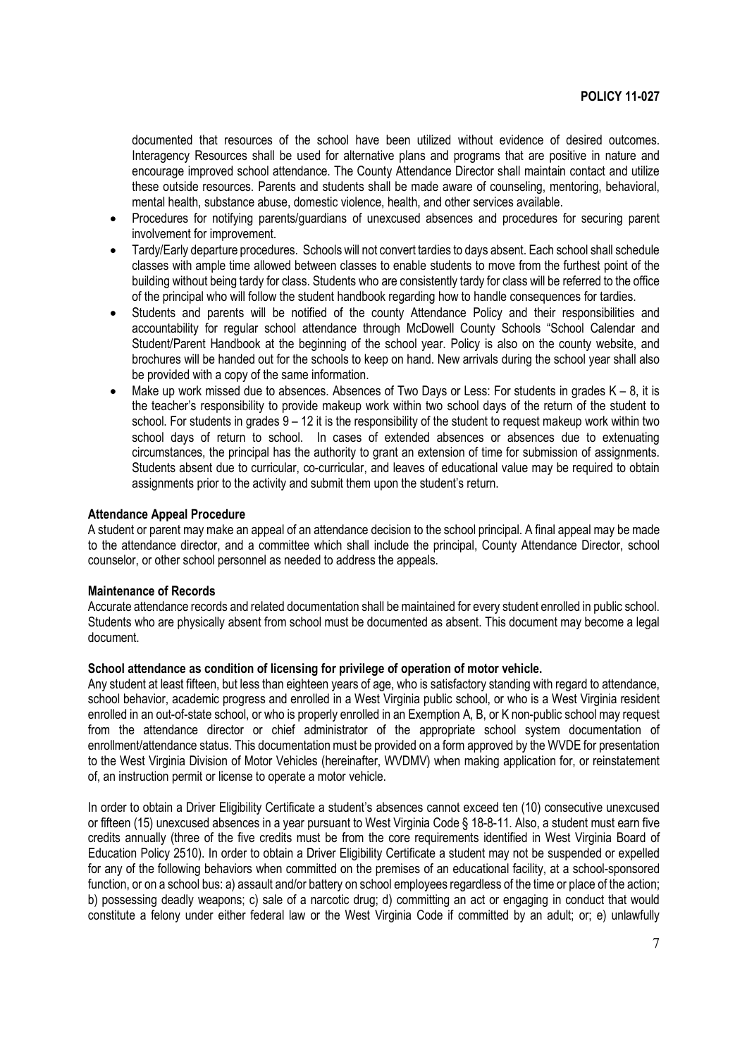documented that resources of the school have been utilized without evidence of desired outcomes. Interagency Resources shall be used for alternative plans and programs that are positive in nature and encourage improved school attendance. The County Attendance Director shall maintain contact and utilize these outside resources. Parents and students shall be made aware of counseling, mentoring, behavioral, mental health, substance abuse, domestic violence, health, and other services available.

- Procedures for notifying parents/guardians of unexcused absences and procedures for securing parent involvement for improvement.
- Tardy/Early departure procedures. Schools will not convert tardies to days absent. Each school shall schedule classes with ample time allowed between classes to enable students to move from the furthest point of the building without being tardy for class. Students who are consistently tardy for class will be referred to the office of the principal who will follow the student handbook regarding how to handle consequences for tardies.
- Students and parents will be notified of the county Attendance Policy and their responsibilities and accountability for regular school attendance through McDowell County Schools "School Calendar and Student/Parent Handbook at the beginning of the school year. Policy is also on the county website, and brochures will be handed out for the schools to keep on hand. New arrivals during the school year shall also be provided with a copy of the same information.
- Make up work missed due to absences. Absences of Two Days or Less: For students in grades K – 8, it is the teacher's responsibility to provide makeup work within two school days of the return of the student to school. For students in grades 9 – 12 it is the responsibility of the student to request makeup work within two school days of return to school. In cases of extended absences or absences due to extenuating circumstances, the principal has the authority to grant an extension of time for submission of assignments. Students absent due to curricular, co-curricular, and leaves of educational value may be required to obtain assignments prior to the activity and submit them upon the student's return.

**Attendance Appeal Procedure**

A student or parent may make an appeal of an attendance decision to the school principal. A final appeal may be made to the attendance director, and a committee which shall include the principal, County Attendance Director, school counselor, or other school personnel as needed to address the appeals.

**Maintenance of Records**

Accurate attendance records and related documentation shall be maintained for every student enrolled in public school. Students who are physically absent from school must be documented as absent. This document may become a legal document.

**School attendance as condition of licensing for privilege of operation of motor vehicle.**

Any student at least fifteen, but less than eighteen years of age, who is satisfactory standing with regard to attendance, school behavior, academic progress and enrolled in a West Virginia public school, or who is a West Virginia resident enrolled in an out-of-state school, or who is properly enrolled in an Exemption A, B, or K non-public school may request from the attendance director or chief administrator of the appropriate school system documentation of enrollment/attendance status. This documentation must be provided on a form approved by the WVDE for presentation to the West Virginia Division of Motor Vehicles (hereinafter, WVDMV) when making application for, or reinstatement of, an instruction permit or license to operate a motor vehicle.

In order to obtain a Driver Eligibility Certificate a student's absences cannot exceed ten (10) consecutive unexcused or fifteen (15) unexcused absences in a year pursuant to West Virginia Code § 18-8-11. Also, a student must earn five credits annually (three of the five credits must be from the core requirements identified in West Virginia Board of Education Policy 2510). In order to obtain a Driver Eligibility Certificate a student may not be suspended or expelled for any of the following behaviors when committed on the premises of an educational facility, at a school-sponsored function, or on a school bus: a) assault and/or battery on school employees regardless of the time or place of the action; b) possessing deadly weapons; c) sale of a narcotic drug; d) committing an act or engaging in conduct that would constitute a felony under either federal law or the West Virginia Code if committed by an adult; or; e) unlawfully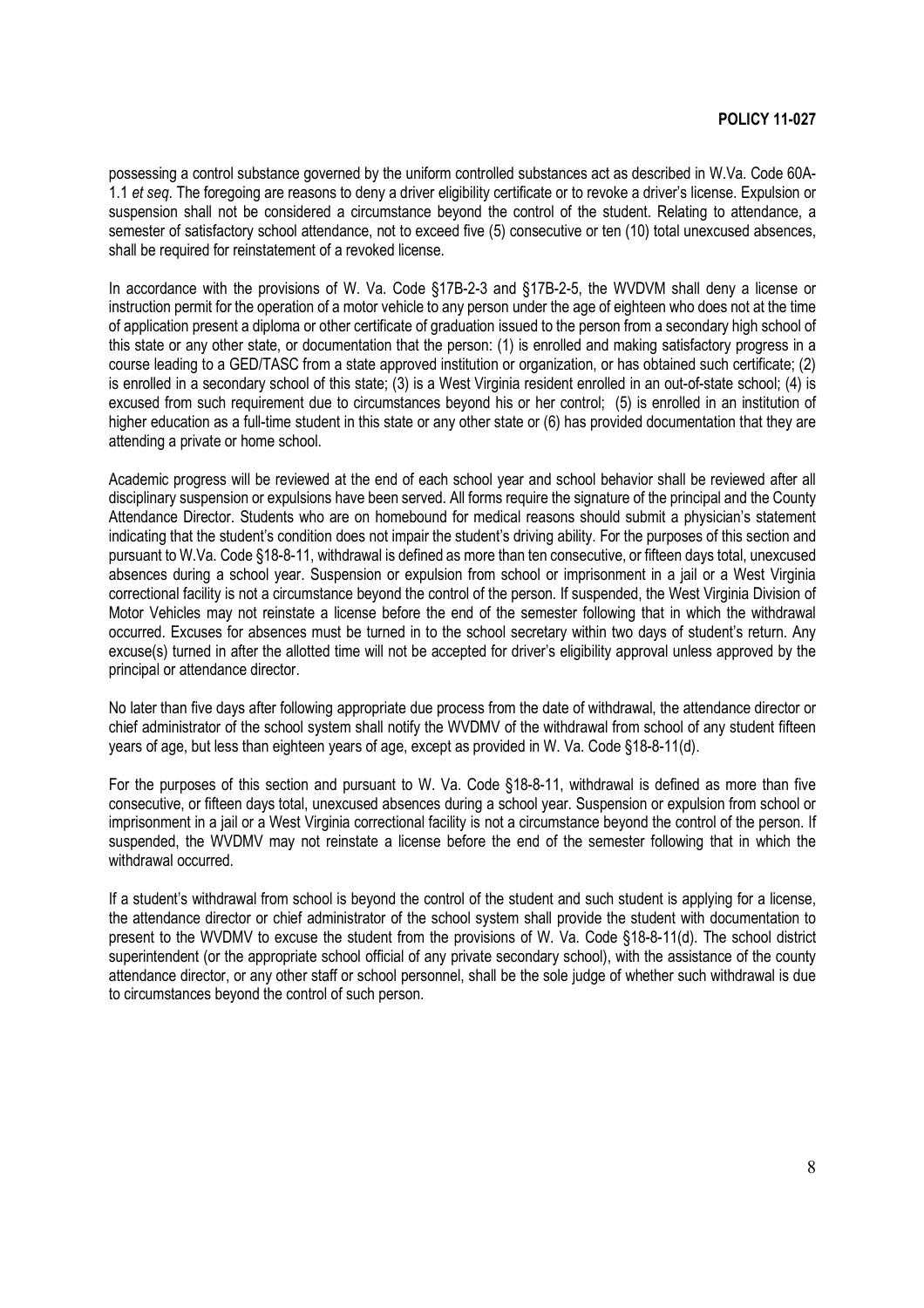possessing a control substance governed by the uniform controlled substances act as described in W.Va. Code 60A-1.1 *et seq*. The foregoing are reasons to deny a driver eligibility certificate or to revoke a driver's license. Expulsion or suspension shall not be considered a circumstance beyond the control of the student. Relating to attendance, a semester of satisfactory school attendance, not to exceed five (5) consecutive or ten (10) total unexcused absences, shall be required for reinstatement of a revoked license.

In accordance with the provisions of W. Va. Code §17B-2-3 and §17B-2-5, the WVDVM shall deny a license or instruction permit for the operation of a motor vehicle to any person under the age of eighteen who does not at the time of application present a diploma or other certificate of graduation issued to the person from a secondary high school of this state or any other state, or documentation that the person: (1) is enrolled and making satisfactory progress in a course leading to a GED/TASC from a state approved institution or organization, or has obtained such certificate; (2) is enrolled in a secondary school of this state; (3) is a West Virginia resident enrolled in an out-of-state school; (4) is excused from such requirement due to circumstances beyond his or her control; (5) is enrolled in an institution of higher education as a full-time student in this state or any other state or (6) has provided documentation that they are attending a private or home school.

Academic progress will be reviewed at the end of each school year and school behavior shall be reviewed after all disciplinary suspension or expulsions have been served. All forms require the signature of the principal and the County Attendance Director. Students who are on homebound for medical reasons should submit a physician's statement indicating that the student's condition does not impair the student's driving ability. For the purposes of this section and pursuant to W.Va. Code §18-8-11, withdrawal is defined as more than ten consecutive, or fifteen days total, unexcused absences during a school year. Suspension or expulsion from school or imprisonment in a jail or a West Virginia correctional facility is not a circumstance beyond the control of the person. If suspended, the West Virginia Division of Motor Vehicles may not reinstate a license before the end of the semester following that in which the withdrawal occurred. Excuses for absences must be turned in to the school secretary within two days of student's return. Any excuse(s) turned in after the allotted time will not be accepted for driver's eligibility approval unless approved by the principal or attendance director.

No later than five days after following appropriate due process from the date of withdrawal, the attendance director or chief administrator of the school system shall notify the WVDMV of the withdrawal from school of any student fifteen years of age, but less than eighteen years of age, except as provided in W. Va. Code §18-8-11(d).

For the purposes of this section and pursuant to W. Va. Code §18-8-11, withdrawal is defined as more than five consecutive, or fifteen days total, unexcused absences during a school year. Suspension or expulsion from school or imprisonment in a jail or a West Virginia correctional facility is not a circumstance beyond the control of the person. If suspended, the WVDMV may not reinstate a license before the end of the semester following that in which the withdrawal occurred.

If a student's withdrawal from school is beyond the control of the student and such student is applying for a license, the attendance director or chief administrator of the school system shall provide the student with documentation to present to the WVDMV to excuse the student from the provisions of W. Va. Code §18-8-11(d). The school district superintendent (or the appropriate school official of any private secondary school), with the assistance of the county attendance director, or any other staff or school personnel, shall be the sole judge of whether such withdrawal is due to circumstances beyond the control of such person.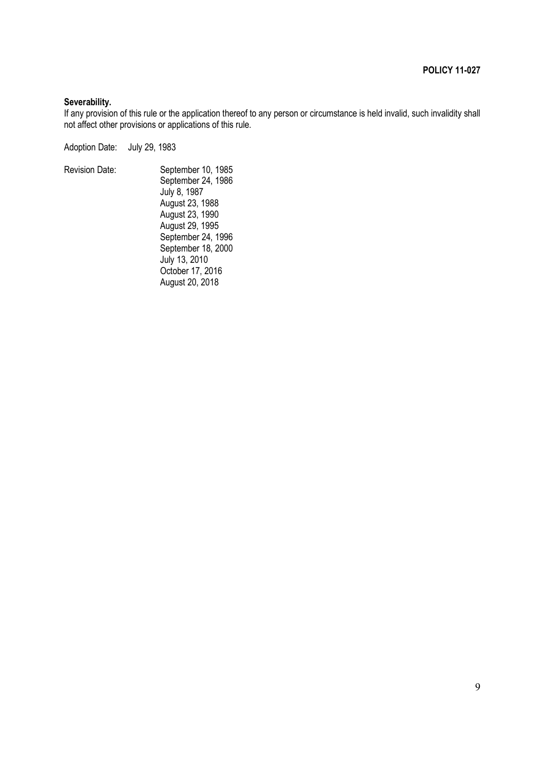**Severability.**
If any provision of this rule or the application thereof to any person or circumstance is held invalid, such invalidity shall not affect other provisions or applications of this rule.

Adoption Date: July 29, 1983

Revision Date: September 10, 1985
September 24, 1986
July 8, 1987
August 23, 1988
August 23, 1990
August 29, 1995
September 24, 1996
September 18, 2000
July 13, 2010
October 17, 2016
August 20, 2018